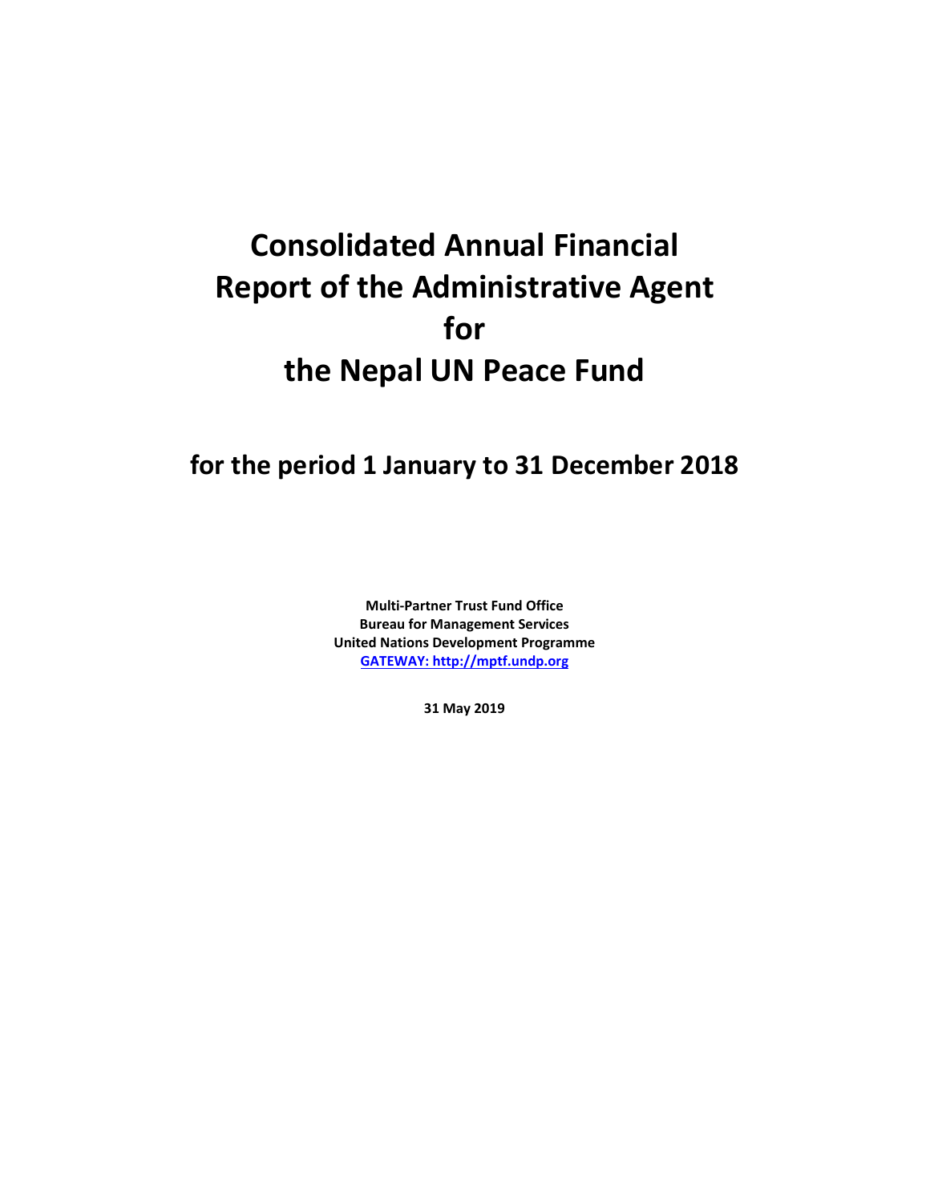# Consolidated Annual Financial Report of the Administrative Agent for the Nepal UN Peace Fund

## for the period 1 January to 31 December 2018

**Multi-Partner Trust Fund Office**
**Bureau for Management Services**
**United Nations Development Programme**
**GATEWAY: http://mptf.undp.org**

**31 May 2019**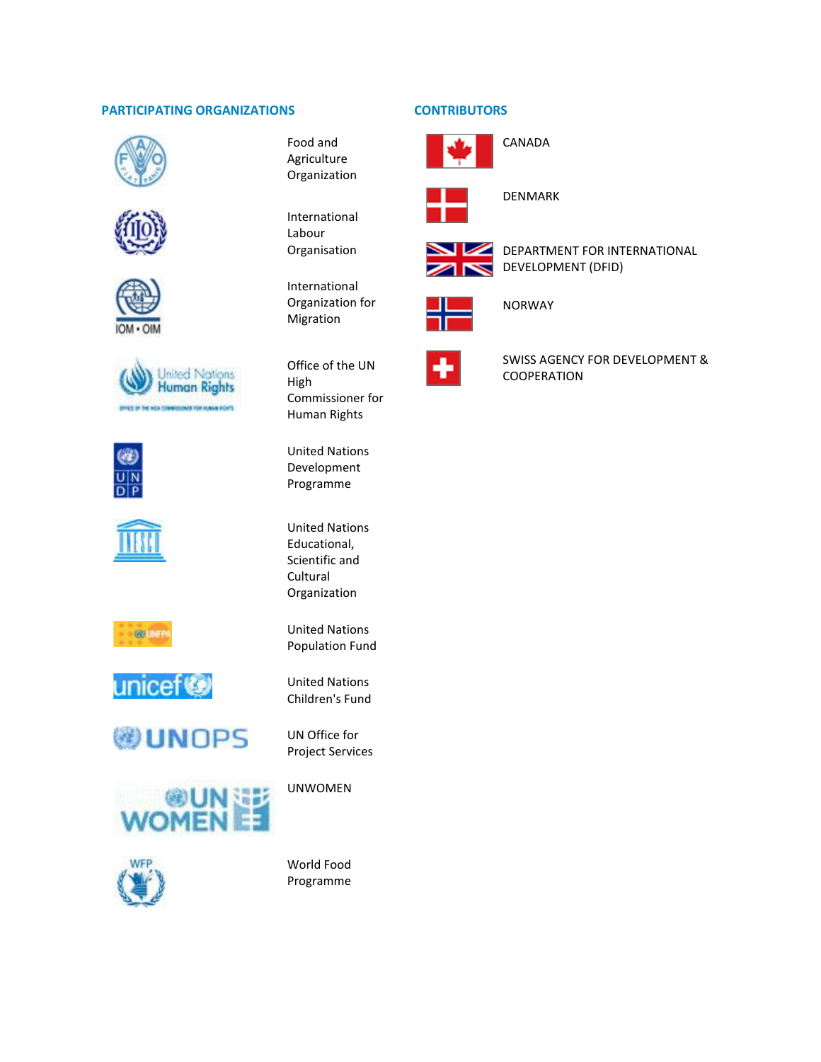## PARTICIPATING ORGANIZATIONS

- Food and Agriculture Organization
- International Labour Organisation
- International Organization for Migration
- Office of the UN High Commissioner for Human Rights
- United Nations Development Programme
- United Nations Educational, Scientific and Cultural Organization
- United Nations Population Fund
- United Nations Children's Fund
- UN Office for Project Services
- UNWOMEN
- World Food Programme

## CONTRIBUTORS

- CANADA
- DENMARK
- DEPARTMENT FOR INTERNATIONAL DEVELOPMENT (DFID)
- NORWAY
- SWISS AGENCY FOR DEVELOPMENT & COOPERATION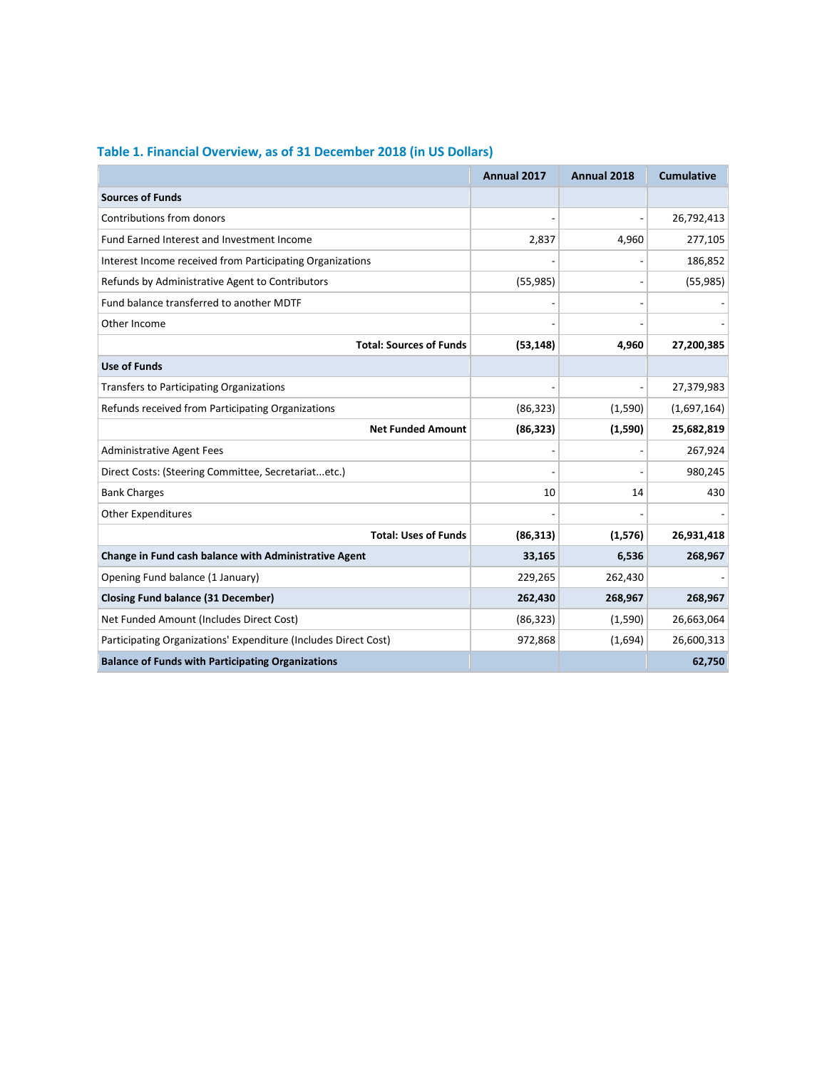### Table 1. Financial Overview, as of 31 December 2018 (in US Dollars)

| | Annual 2017 | Annual 2018 | Cumulative |
|---|---|---|---|
| **Sources of Funds** | | | |
| Contributions from donors | - | - | 26,792,413 |
| Fund Earned Interest and Investment Income | 2,837 | 4,960 | 277,105 |
| Interest Income received from Participating Organizations | - | - | 186,852 |
| Refunds by Administrative Agent to Contributors | (55,985) | - | (55,985) |
| Fund balance transferred to another MDTF | - | - | - |
| Other Income | - | - | - |
| **Total: Sources of Funds** | **(53,148)** | **4,960** | **27,200,385** |
| **Use of Funds** | | | |
| Transfers to Participating Organizations | - | - | 27,379,983 |
| Refunds received from Participating Organizations | (86,323) | (1,590) | (1,697,164) |
| **Net Funded Amount** | **(86,323)** | **(1,590)** | **25,682,819** |
| Administrative Agent Fees | - | - | 267,924 |
| Direct Costs: (Steering Committee, Secretariat...etc.) | - | - | 980,245 |
| Bank Charges | 10 | 14 | 430 |
| Other Expenditures | - | - | - |
| **Total: Uses of Funds** | **(86,313)** | **(1,576)** | **26,931,418** |
| **Change in Fund cash balance with Administrative Agent** | **33,165** | **6,536** | **268,967** |
| Opening Fund balance (1 January) | 229,265 | 262,430 | - |
| **Closing Fund balance (31 December)** | **262,430** | **268,967** | **268,967** |
| Net Funded Amount (Includes Direct Cost) | (86,323) | (1,590) | 26,663,064 |
| Participating Organizations' Expenditure (Includes Direct Cost) | 972,868 | (1,694) | 26,600,313 |
| **Balance of Funds with Participating Organizations** | | | **62,750** |